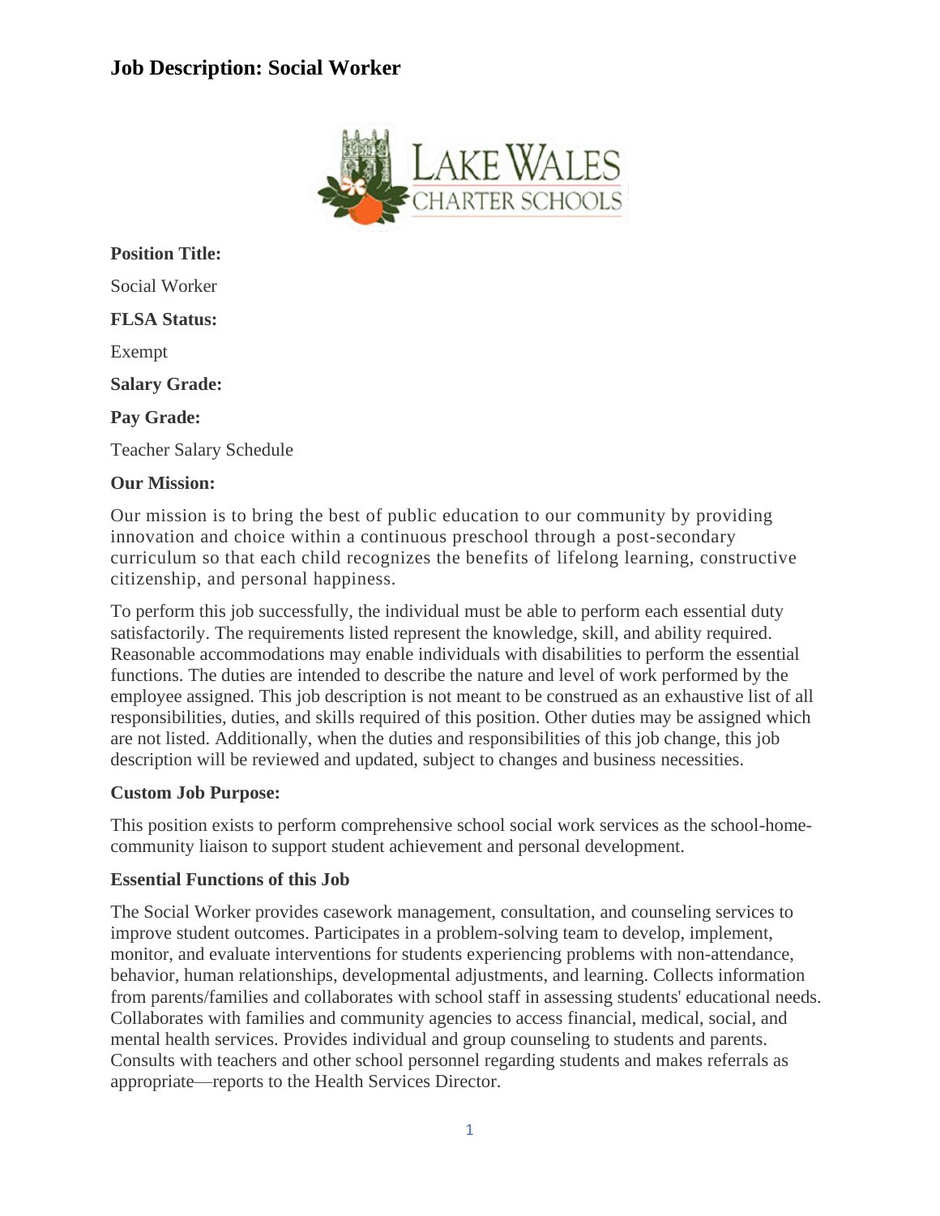# Job Description: Social Worker

**Position Title:**

Social Worker

**FLSA Status:**

Exempt

**Salary Grade:**

**Pay Grade:**

Teacher Salary Schedule

**Our Mission:**

Our mission is to bring the best of public education to our community by providing innovation and choice within a continuous preschool through a post-secondary curriculum so that each child recognizes the benefits of lifelong learning, constructive citizenship, and personal happiness.

To perform this job successfully, the individual must be able to perform each essential duty satisfactorily. The requirements listed represent the knowledge, skill, and ability required. Reasonable accommodations may enable individuals with disabilities to perform the essential functions. The duties are intended to describe the nature and level of work performed by the employee assigned. This job description is not meant to be construed as an exhaustive list of all responsibilities, duties, and skills required of this position. Other duties may be assigned which are not listed. Additionally, when the duties and responsibilities of this job change, this job description will be reviewed and updated, subject to changes and business necessities.

**Custom Job Purpose:**

This position exists to perform comprehensive school social work services as the school-home-community liaison to support student achievement and personal development.

**Essential Functions of this Job**

The Social Worker provides casework management, consultation, and counseling services to improve student outcomes. Participates in a problem-solving team to develop, implement, monitor, and evaluate interventions for students experiencing problems with non-attendance, behavior, human relationships, developmental adjustments, and learning. Collects information from parents/families and collaborates with school staff in assessing students' educational needs. Collaborates with families and community agencies to access financial, medical, social, and mental health services. Provides individual and group counseling to students and parents. Consults with teachers and other school personnel regarding students and makes referrals as appropriate—reports to the Health Services Director.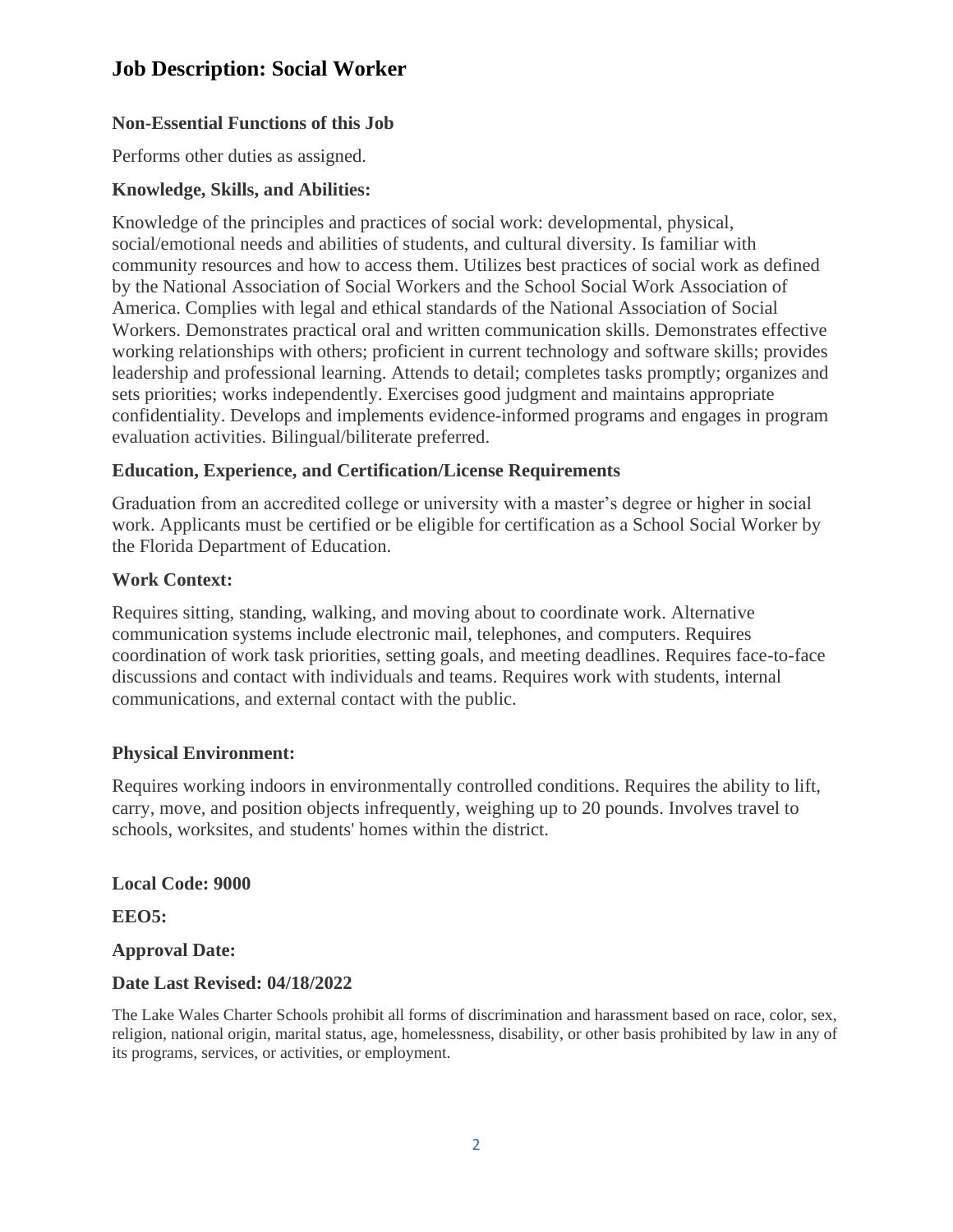# Job Description: Social Worker

### Non-Essential Functions of this Job

Performs other duties as assigned.

### Knowledge, Skills, and Abilities:

Knowledge of the principles and practices of social work: developmental, physical, social/emotional needs and abilities of students, and cultural diversity. Is familiar with community resources and how to access them. Utilizes best practices of social work as defined by the National Association of Social Workers and the School Social Work Association of America. Complies with legal and ethical standards of the National Association of Social Workers. Demonstrates practical oral and written communication skills. Demonstrates effective working relationships with others; proficient in current technology and software skills; provides leadership and professional learning. Attends to detail; completes tasks promptly; organizes and sets priorities; works independently. Exercises good judgment and maintains appropriate confidentiality. Develops and implements evidence-informed programs and engages in program evaluation activities. Bilingual/biliterate preferred.

### Education, Experience, and Certification/License Requirements

Graduation from an accredited college or university with a master's degree or higher in social work. Applicants must be certified or be eligible for certification as a School Social Worker by the Florida Department of Education.

### Work Context:

Requires sitting, standing, walking, and moving about to coordinate work. Alternative communication systems include electronic mail, telephones, and computers. Requires coordination of work task priorities, setting goals, and meeting deadlines. Requires face-to-face discussions and contact with individuals and teams. Requires work with students, internal communications, and external contact with the public.

### Physical Environment:

Requires working indoors in environmentally controlled conditions. Requires the ability to lift, carry, move, and position objects infrequently, weighing up to 20 pounds. Involves travel to schools, worksites, and students' homes within the district.

**Local Code: 9000**

**EEO5:**

**Approval Date:**

**Date Last Revised: 04/18/2022**

The Lake Wales Charter Schools prohibit all forms of discrimination and harassment based on race, color, sex, religion, national origin, marital status, age, homelessness, disability, or other basis prohibited by law in any of its programs, services, or activities, or employment.